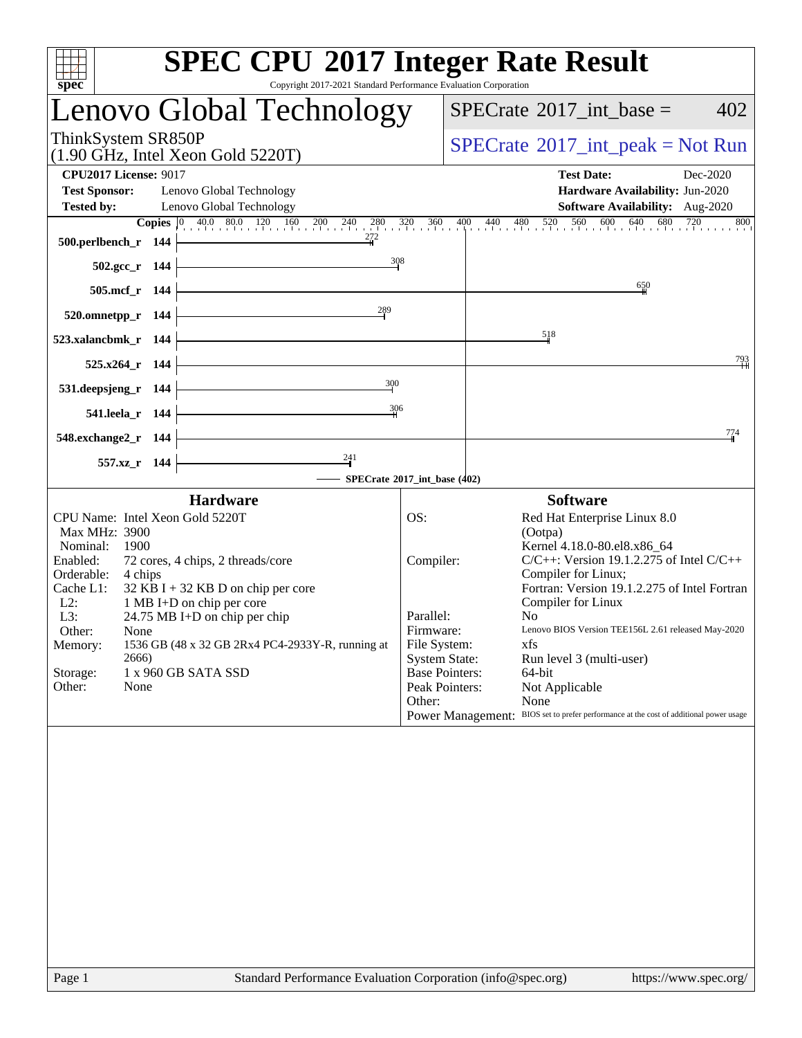# SPEC CPU 2017 Integer Rate Result

Copyright 2017-2021 Standard Performance Evaluation Corporation

## Lenovo Global Technology

ThinkSystem SR850P
(1.90 GHz, Intel Xeon Gold 5220T)

SPECrate 2017_int_base = 402

SPECrate 2017_int_peak = Not Run

**CPU2017 License:** 9017
**Test Sponsor:** Lenovo Global Technology
**Tested by:** Lenovo Global Technology

**Test Date:** Dec-2020
**Hardware Availability:** Jun-2020
**Software Availability:** Aug-2020

| Benchmark | Copies | SPECrate 2017_int_base |
|---|---|---|
| 500.perlbench_r | 144 | 272 |
| 502.gcc_r | 144 | 308 |
| 505.mcf_r | 144 | 650 |
| 520.omnetpp_r | 144 | 289 |
| 523.xalancbmk_r | 144 | 518 |
| 525.x264_r | 144 | 793 |
| 531.deepsjeng_r | 144 | 300 |
| 541.leela_r | 144 | 306 |
| 548.exchange2_r | 144 | 774 |
| 557.xz_r | 144 | 241 |

SPECrate 2017_int_base (402)

### Hardware

- CPU Name: Intel Xeon Gold 5220T
- Max MHz: 3900
- Nominal: 1900
- Enabled: 72 cores, 4 chips, 2 threads/core
- Orderable: 4 chips
- Cache L1: 32 KB I + 32 KB D on chip per core
- L2: 1 MB I+D on chip per core
- L3: 24.75 MB I+D on chip per chip
- Other: None
- Memory: 1536 GB (48 x 32 GB 2Rx4 PC4-2933Y-R, running at 2666)
- Storage: 1 x 960 GB SATA SSD
- Other: None

### Software

- OS: Red Hat Enterprise Linux 8.0 (Ootpa) Kernel 4.18.0-80.el8.x86_64
- Compiler: C/C++: Version 19.1.2.275 of Intel C/C++ Compiler for Linux; Fortran: Version 19.1.2.275 of Intel Fortran Compiler for Linux
- Parallel: No
- Firmware: Lenovo BIOS Version TEE156L 2.61 released May-2020
- File System: xfs
- System State: Run level 3 (multi-user)
- Base Pointers: 64-bit
- Peak Pointers: Not Applicable
- Other: None
- Power Management: BIOS set to prefer performance at the cost of additional power usage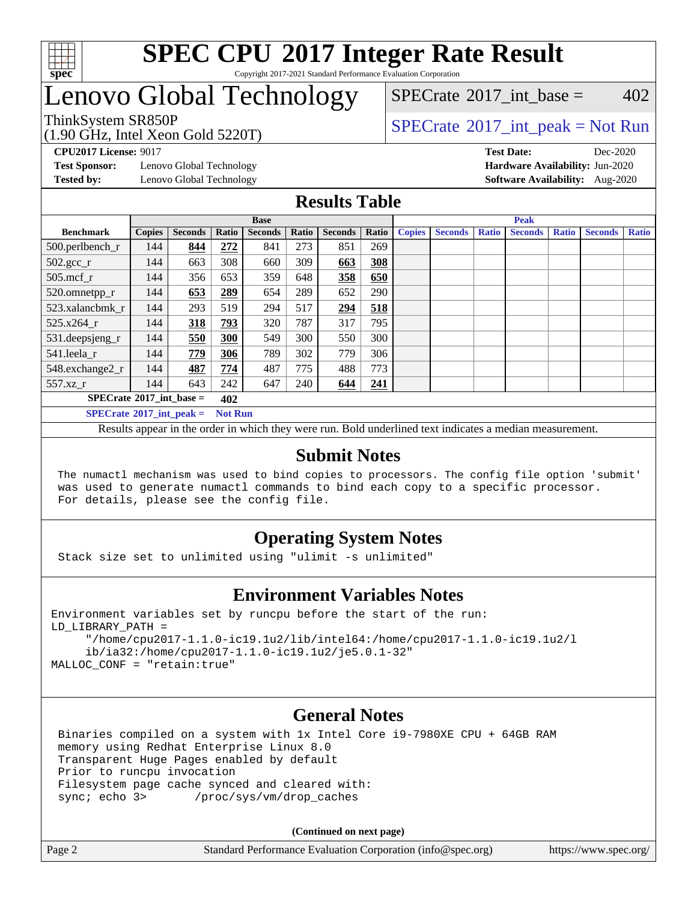# SPEC CPU 2017 Integer Rate Result

Copyright 2017-2021 Standard Performance Evaluation Corporation

# Lenovo Global Technology

ThinkSystem SR850P
(1.90 GHz, Intel Xeon Gold 5220T)

SPECrate 2017_int_base = 402

SPECrate 2017_int_peak = Not Run

**CPU2017 License:** 9017
**Test Sponsor:** Lenovo Global Technology
**Tested by:** Lenovo Global Technology

**Test Date:** Dec-2020
**Hardware Availability:** Jun-2020
**Software Availability:** Aug-2020

## Results Table

| Benchmark | Base | | | | | | | Peak | | | | | | |
|---|---|---|---|---|---|---|---|---|---|---|---|---|---|---|
| | Copies | Seconds | Ratio | Seconds | Ratio | Seconds | Ratio | Copies | Seconds | Ratio | Seconds | Ratio | Seconds | Ratio |
| 500.perlbench_r | 144 | **844** | **272** | 841 | 273 | 851 | 269 | | | | | | | |
| 502.gcc_r | 144 | 663 | 308 | 660 | 309 | **663** | **308** | | | | | | | |
| 505.mcf_r | 144 | 356 | 653 | 359 | 648 | **358** | **650** | | | | | | | |
| 520.omnetpp_r | 144 | **653** | **289** | 654 | 289 | 652 | 290 | | | | | | | |
| 523.xalancbmk_r | 144 | 293 | 519 | 294 | 517 | **294** | **518** | | | | | | | |
| 525.x264_r | 144 | **318** | **793** | 320 | 787 | 317 | 795 | | | | | | | |
| 531.deepsjeng_r | 144 | **550** | **300** | 549 | 300 | 550 | 300 | | | | | | | |
| 541.leela_r | 144 | **779** | **306** | 789 | 302 | 779 | 306 | | | | | | | |
| 548.exchange2_r | 144 | **487** | **774** | 487 | 775 | 488 | 773 | | | | | | | |
| 557.xz_r | 144 | 643 | 242 | 647 | 240 | **644** | **241** | | | | | | | |

**SPECrate 2017_int_base = 402**

**SPECrate 2017_int_peak = Not Run**

Results appear in the order in which they were run. Bold underlined text indicates a median measurement.

## Submit Notes

```
The numactl mechanism was used to bind copies to processors. The config file option 'submit'
was used to generate numactl commands to bind each copy to a specific processor.
For details, please see the config file.
```

## Operating System Notes

```
Stack size set to unlimited using "ulimit -s unlimited"
```

## Environment Variables Notes

```
Environment variables set by runcpu before the start of the run:
LD_LIBRARY_PATH =
     "/home/cpu2017-1.1.0-ic19.1u2/lib/intel64:/home/cpu2017-1.1.0-ic19.1u2/l
     ib/ia32:/home/cpu2017-1.1.0-ic19.1u2/je5.0.1-32"
MALLOC_CONF = "retain:true"
```

## General Notes

```
Binaries compiled on a system with 1x Intel Core i9-7980XE CPU + 64GB RAM
memory using Redhat Enterprise Linux 8.0
Transparent Huge Pages enabled by default
Prior to runcpu invocation
Filesystem page cache synced and cleared with:
sync; echo 3>       /proc/sys/vm/drop_caches
```

**(Continued on next page)**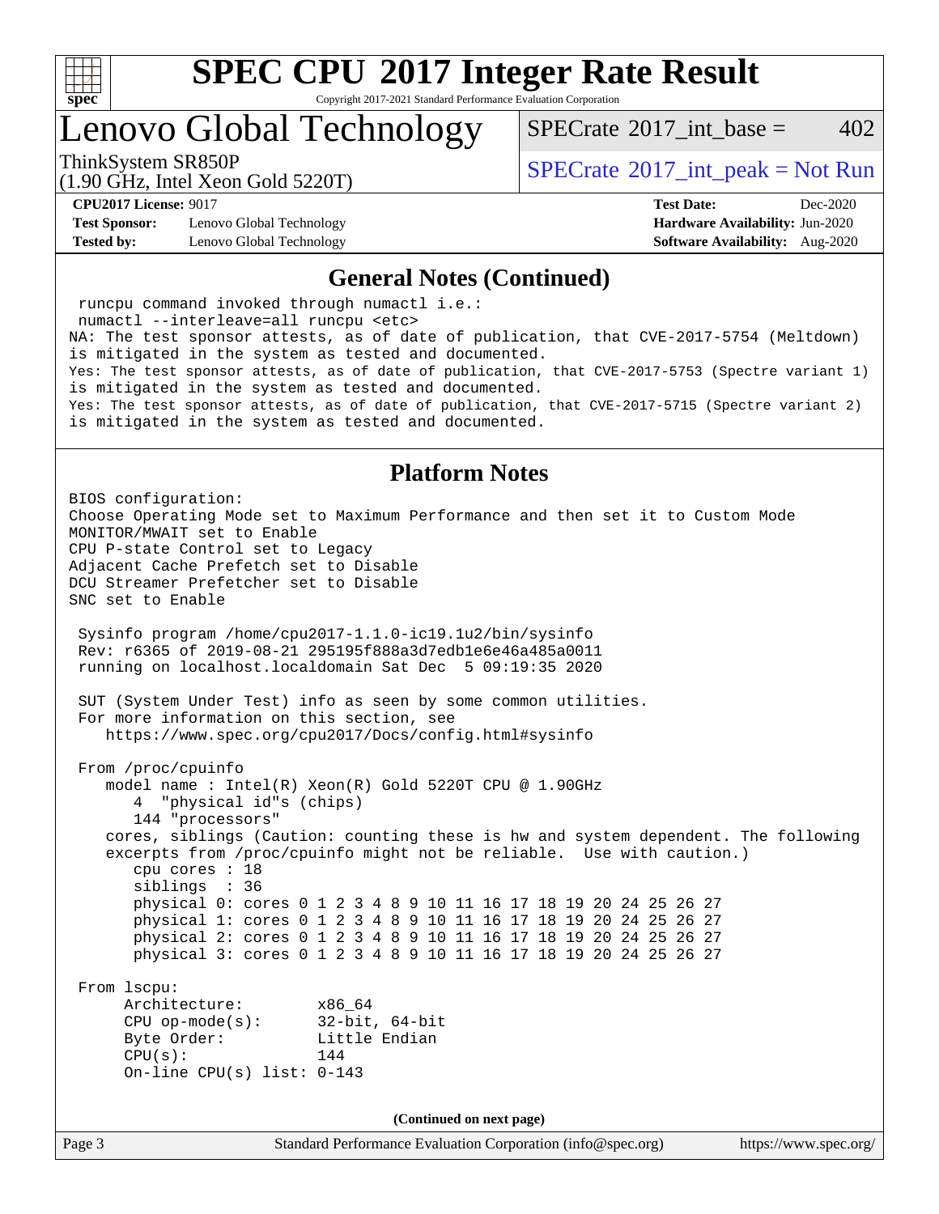## General Notes (Continued)

```
runcpu command invoked through numactl i.e.:
numactl --interleave=all runcpu <etc>
NA: The test sponsor attests, as of date of publication, that CVE-2017-5754 (Meltdown)
is mitigated in the system as tested and documented.
Yes: The test sponsor attests, as of date of publication, that CVE-2017-5753 (Spectre variant 1)
is mitigated in the system as tested and documented.
Yes: The test sponsor attests, as of date of publication, that CVE-2017-5715 (Spectre variant 2)
is mitigated in the system as tested and documented.
```

## Platform Notes

```
BIOS configuration:
Choose Operating Mode set to Maximum Performance and then set it to Custom Mode
MONITOR/MWAIT set to Enable
CPU P-state Control set to Legacy
Adjacent Cache Prefetch set to Disable
DCU Streamer Prefetcher set to Disable
SNC set to Enable

 Sysinfo program /home/cpu2017-1.1.0-ic19.1u2/bin/sysinfo
 Rev: r6365 of 2019-08-21 295195f888a3d7edb1e6e46a485a0011
 running on localhost.localdomain Sat Dec  5 09:19:35 2020

 SUT (System Under Test) info as seen by some common utilities.
 For more information on this section, see
    https://www.spec.org/cpu2017/Docs/config.html#sysinfo

 From /proc/cpuinfo
    model name : Intel(R) Xeon(R) Gold 5220T CPU @ 1.90GHz
       4  "physical id"s (chips)
       144 "processors"
    cores, siblings (Caution: counting these is hw and system dependent. The following
    excerpts from /proc/cpuinfo might not be reliable.  Use with caution.)
       cpu cores : 18
       siblings  : 36
       physical 0: cores 0 1 2 3 4 8 9 10 11 16 17 18 19 20 24 25 26 27
       physical 1: cores 0 1 2 3 4 8 9 10 11 16 17 18 19 20 24 25 26 27
       physical 2: cores 0 1 2 3 4 8 9 10 11 16 17 18 19 20 24 25 26 27
       physical 3: cores 0 1 2 3 4 8 9 10 11 16 17 18 19 20 24 25 26 27

 From lscpu:
      Architecture:        x86_64
      CPU op-mode(s):      32-bit, 64-bit
      Byte Order:          Little Endian
      CPU(s):              144
      On-line CPU(s) list: 0-143
```

(Continued on next page)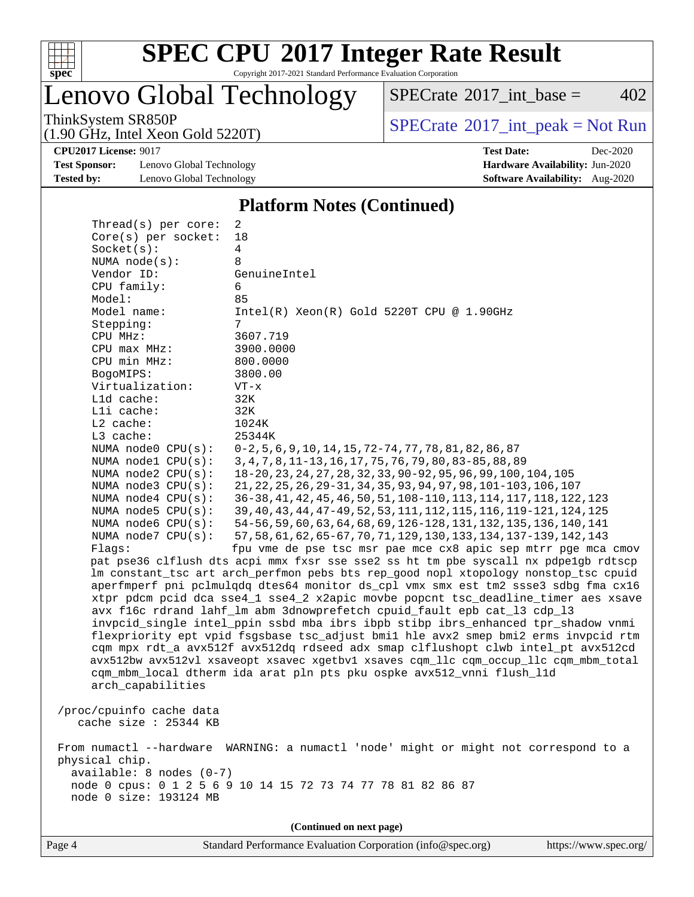## Platform Notes (Continued)

```
     Thread(s) per core:  2
     Core(s) per socket:  18
     Socket(s):           4
     NUMA node(s):        8
     Vendor ID:           GenuineIntel
     CPU family:          6
     Model:               85
     Model name:          Intel(R) Xeon(R) Gold 5220T CPU @ 1.90GHz
     Stepping:            7
     CPU MHz:             3607.719
     CPU max MHz:         3900.0000
     CPU min MHz:         800.0000
     BogoMIPS:            3800.00
     Virtualization:      VT-x
     L1d cache:           32K
     L1i cache:           32K
     L2 cache:            1024K
     L3 cache:            25344K
     NUMA node0 CPU(s):   0-2,5,6,9,10,14,15,72-74,77,78,81,82,86,87
     NUMA node1 CPU(s):   3,4,7,8,11-13,16,17,75,76,79,80,83-85,88,89
     NUMA node2 CPU(s):   18-20,23,24,27,28,32,33,90-92,95,96,99,100,104,105
     NUMA node3 CPU(s):   21,22,25,26,29-31,34,35,93,94,97,98,101-103,106,107
     NUMA node4 CPU(s):   36-38,41,42,45,46,50,51,108-110,113,114,117,118,122,123
     NUMA node5 CPU(s):   39,40,43,44,47-49,52,53,111,112,115,116,119-121,124,125
     NUMA node6 CPU(s):   54-56,59,60,63,64,68,69,126-128,131,132,135,136,140,141
     NUMA node7 CPU(s):   57,58,61,62,65-67,70,71,129,130,133,134,137-139,142,143
     Flags:               fpu vme de pse tsc msr pae mce cx8 apic sep mtrr pge mca cmov
     pat pse36 clflush dts acpi mmx fxsr sse sse2 ss ht tm pbe syscall nx pdpe1gb rdtscp
     lm constant_tsc art arch_perfmon pebs bts rep_good nopl xtopology nonstop_tsc cpuid
     aperfmperf pni pclmulqdq dtes64 monitor ds_cpl vmx smx est tm2 ssse3 sdbg fma cx16
     xtpr pdcm pcid dca sse4_1 sse4_2 x2apic movbe popcnt tsc_deadline_timer aes xsave
     avx f16c rdrand lahf_lm abm 3dnowprefetch cpuid_fault epb cat_l3 cdp_l3
     invpcid_single intel_ppin ssbd mba ibrs ibpb stibp ibrs_enhanced tpr_shadow vnmi
     flexpriority ept vpid fsgsbase tsc_adjust bmi1 hle avx2 smep bmi2 erms invpcid rtm
     cqm mpx rdt_a avx512f avx512dq rdseed adx smap clflushopt clwb intel_pt avx512cd
     avx512bw avx512vl xsaveopt xsavec xgetbv1 xsaves cqm_llc cqm_occup_llc cqm_mbm_total
     cqm_mbm_local dtherm ida arat pln pts pku ospke avx512_vnni flush_l1d
     arch_capabilities

 /proc/cpuinfo cache data
    cache size : 25344 KB

 From numactl --hardware  WARNING: a numactl 'node' might or might not correspond to a
 physical chip.
   available: 8 nodes (0-7)
   node 0 cpus: 0 1 2 5 6 9 10 14 15 72 73 74 77 78 81 82 86 87
   node 0 size: 193124 MB
```

(Continued on next page)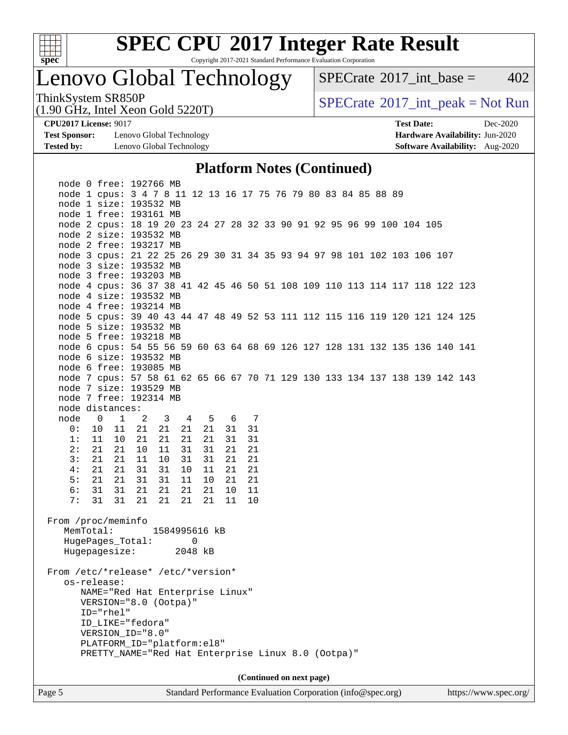## Platform Notes (Continued)

```
node 0 free: 192766 MB
node 1 cpus: 3 4 7 8 11 12 13 16 17 75 76 79 80 83 84 85 88 89
node 1 size: 193532 MB
node 1 free: 193161 MB
node 2 cpus: 18 19 20 23 24 27 28 32 33 90 91 92 95 96 99 100 104 105
node 2 size: 193532 MB
node 2 free: 193217 MB
node 3 cpus: 21 22 25 26 29 30 31 34 35 93 94 97 98 101 102 103 106 107
node 3 size: 193532 MB
node 3 free: 193203 MB
node 4 cpus: 36 37 38 41 42 45 46 50 51 108 109 110 113 114 117 118 122 123
node 4 size: 193532 MB
node 4 free: 193214 MB
node 5 cpus: 39 40 43 44 47 48 49 52 53 111 112 115 116 119 120 121 124 125
node 5 size: 193532 MB
node 5 free: 193218 MB
node 6 cpus: 54 55 56 59 60 63 64 68 69 126 127 128 131 132 135 136 140 141
node 6 size: 193532 MB
node 6 free: 193085 MB
node 7 cpus: 57 58 61 62 65 66 67 70 71 129 130 133 134 137 138 139 142 143
node 7 size: 193529 MB
node 7 free: 192314 MB
node distances:
node   0   1   2   3   4   5   6   7
  0:  10  11  21  21  21  21  31  31
  1:  11  10  21  21  21  21  31  31
  2:  21  21  10  11  31  31  21  21
  3:  21  21  11  10  31  31  21  21
  4:  21  21  31  31  10  11  21  21
  5:  21  21  31  31  11  10  21  21
  6:  31  31  21  21  21  21  10  11
  7:  31  31  21  21  21  21  11  10

From /proc/meminfo
   MemTotal:       1584995616 kB
   HugePages_Total:       0
   Hugepagesize:       2048 kB

From /etc/*release* /etc/*version*
   os-release:
      NAME="Red Hat Enterprise Linux"
      VERSION="8.0 (Ootpa)"
      ID="rhel"
      ID_LIKE="fedora"
      VERSION_ID="8.0"
      PLATFORM_ID="platform:el8"
      PRETTY_NAME="Red Hat Enterprise Linux 8.0 (Ootpa)"
```

**(Continued on next page)**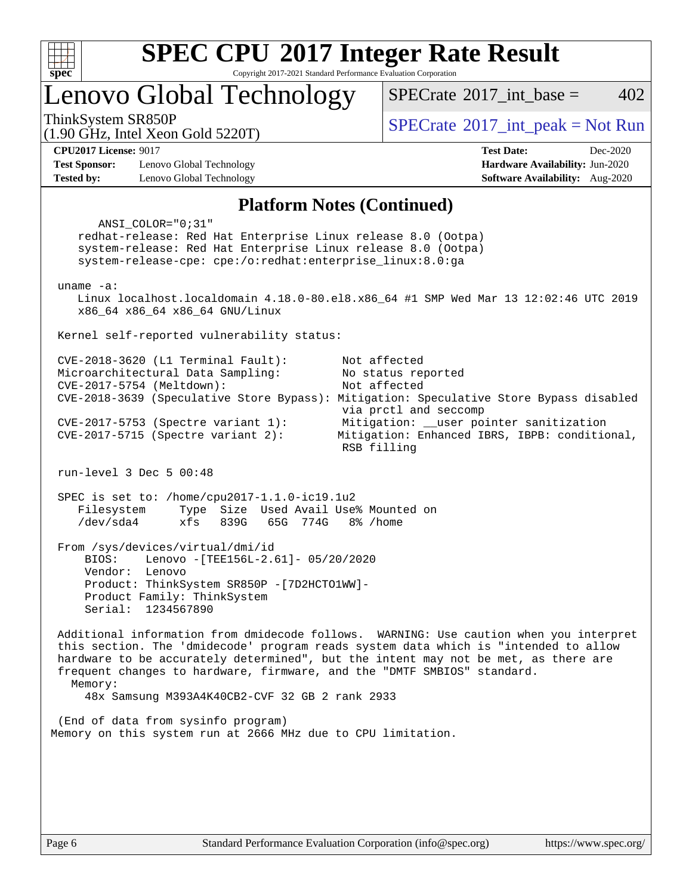# SPEC CPU 2017 Integer Rate Result

Copyright 2017-2021 Standard Performance Evaluation Corporation

## Lenovo Global Technology

ThinkSystem SR850P
(1.90 GHz, Intel Xeon Gold 5220T)

SPECrate 2017_int_base = 402

SPECrate 2017_int_peak = Not Run

**CPU2017 License:** 9017
**Test Sponsor:** Lenovo Global Technology
**Tested by:** Lenovo Global Technology

**Test Date:** Dec-2020
**Hardware Availability:** Jun-2020
**Software Availability:** Aug-2020

### Platform Notes (Continued)

```
      ANSI_COLOR="0;31"
    redhat-release: Red Hat Enterprise Linux release 8.0 (Ootpa)
    system-release: Red Hat Enterprise Linux release 8.0 (Ootpa)
    system-release-cpe: cpe:/o:redhat:enterprise_linux:8.0:ga

 uname -a:
    Linux localhost.localdomain 4.18.0-80.el8.x86_64 #1 SMP Wed Mar 13 12:02:46 UTC 2019
    x86_64 x86_64 x86_64 GNU/Linux

 Kernel self-reported vulnerability status:

 CVE-2018-3620 (L1 Terminal Fault):         Not affected
 Microarchitectural Data Sampling:          No status reported
 CVE-2017-5754 (Meltdown):                  Not affected
 CVE-2018-3639 (Speculative Store Bypass): Mitigation: Speculative Store Bypass disabled
                                            via prctl and seccomp
 CVE-2017-5753 (Spectre variant 1):         Mitigation: __user pointer sanitization
 CVE-2017-5715 (Spectre variant 2):        Mitigation: Enhanced IBRS, IBPB: conditional,
                                            RSB filling

 run-level 3 Dec 5 00:48

 SPEC is set to: /home/cpu2017-1.1.0-ic19.1u2
    Filesystem     Type  Size  Used Avail Use% Mounted on
    /dev/sda4      xfs   839G   65G  774G   8% /home

 From /sys/devices/virtual/dmi/id
     BIOS:    Lenovo -[TEE156L-2.61]- 05/20/2020
     Vendor:  Lenovo
     Product: ThinkSystem SR850P -[7D2HCTO1WW]-
     Product Family: ThinkSystem
     Serial:  1234567890

 Additional information from dmidecode follows.  WARNING: Use caution when you interpret
 this section. The 'dmidecode' program reads system data which is "intended to allow
 hardware to be accurately determined", but the intent may not be met, as there are
 frequent changes to hardware, firmware, and the "DMTF SMBIOS" standard.
   Memory:
     48x Samsung M393A4K40CB2-CVF 32 GB 2 rank 2933

 (End of data from sysinfo program)
Memory on this system run at 2666 MHz due to CPU limitation.
```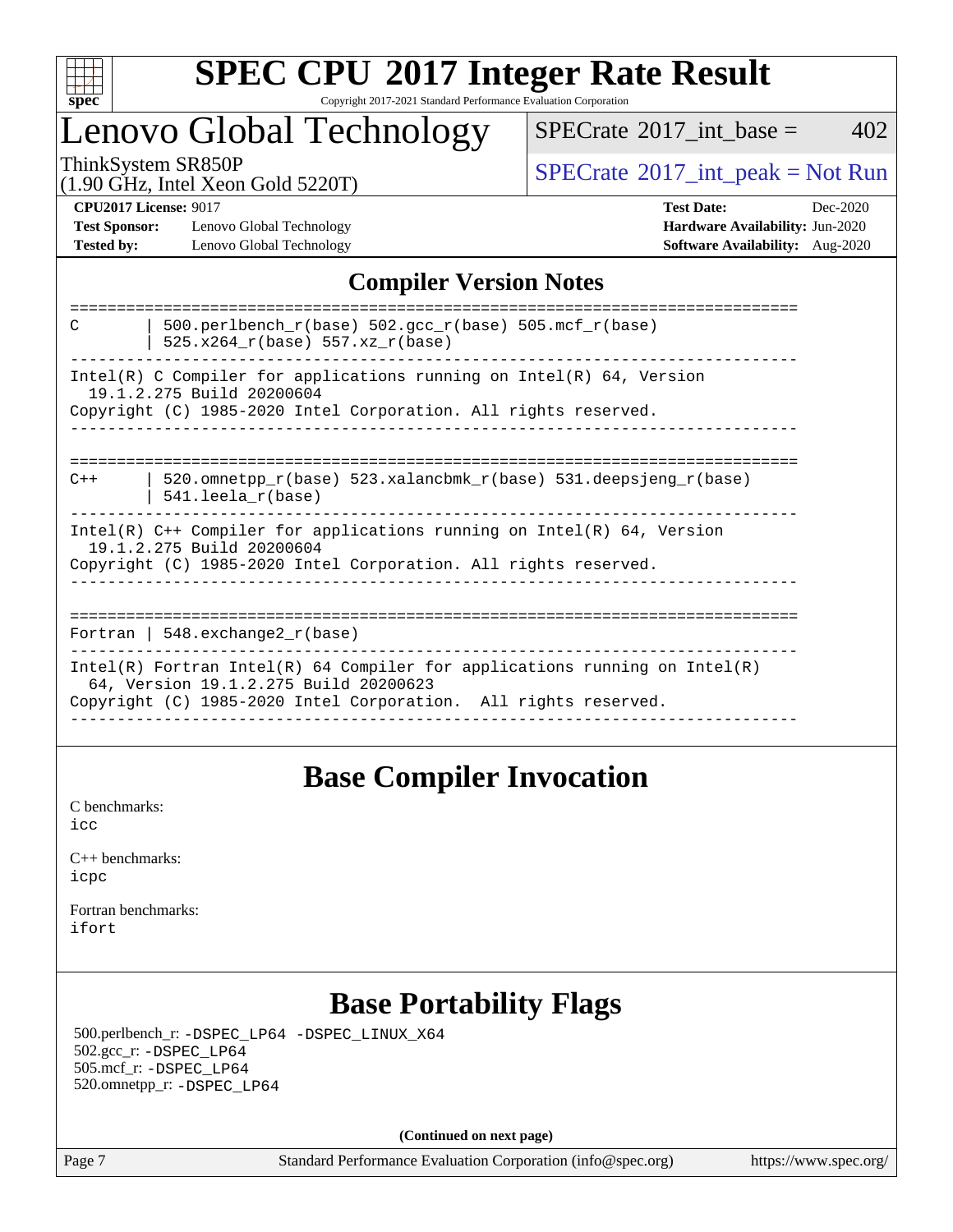# SPEC CPU 2017 Integer Rate Result

Copyright 2017-2021 Standard Performance Evaluation Corporation

## Lenovo Global Technology

ThinkSystem SR850P
(1.90 GHz, Intel Xeon Gold 5220T)

SPECrate 2017_int_base = 402

SPECrate 2017_int_peak = Not Run

**CPU2017 License:** 9017
**Test Sponsor:** Lenovo Global Technology
**Tested by:** Lenovo Global Technology

**Test Date:** Dec-2020
**Hardware Availability:** Jun-2020
**Software Availability:** Aug-2020

## Compiler Version Notes

```
==============================================================================
C       | 500.perlbench_r(base) 502.gcc_r(base) 505.mcf_r(base)
        | 525.x264_r(base) 557.xz_r(base)
------------------------------------------------------------------------------
Intel(R) C Compiler for applications running on Intel(R) 64, Version
  19.1.2.275 Build 20200604
Copyright (C) 1985-2020 Intel Corporation. All rights reserved.
------------------------------------------------------------------------------

==============================================================================
C++     | 520.omnetpp_r(base) 523.xalancbmk_r(base) 531.deepsjeng_r(base)
        | 541.leela_r(base)
------------------------------------------------------------------------------
Intel(R) C++ Compiler for applications running on Intel(R) 64, Version
  19.1.2.275 Build 20200604
Copyright (C) 1985-2020 Intel Corporation. All rights reserved.
------------------------------------------------------------------------------

==============================================================================
Fortran | 548.exchange2_r(base)
------------------------------------------------------------------------------
Intel(R) Fortran Intel(R) 64 Compiler for applications running on Intel(R)
  64, Version 19.1.2.275 Build 20200623
Copyright (C) 1985-2020 Intel Corporation.  All rights reserved.
------------------------------------------------------------------------------
```

## Base Compiler Invocation

C benchmarks:
icc

C++ benchmarks:
icpc

Fortran benchmarks:
ifort

## Base Portability Flags

500.perlbench_r: -DSPEC_LP64 -DSPEC_LINUX_X64
502.gcc_r: -DSPEC_LP64
505.mcf_r: -DSPEC_LP64
520.omnetpp_r: -DSPEC_LP64

**(Continued on next page)**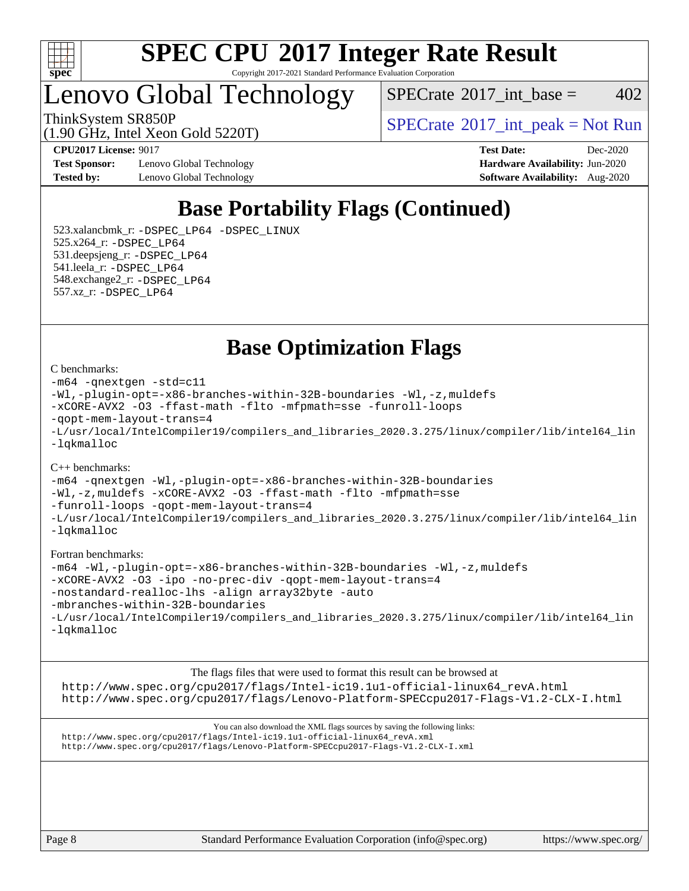# SPEC CPU 2017 Integer Rate Result

Copyright 2017-2021 Standard Performance Evaluation Corporation

## Lenovo Global Technology

ThinkSystem SR850P
(1.90 GHz, Intel Xeon Gold 5220T)

SPECrate 2017_int_base = 402

SPECrate 2017_int_peak = Not Run

**CPU2017 License:** 9017
**Test Sponsor:** Lenovo Global Technology
**Tested by:** Lenovo Global Technology

**Test Date:** Dec-2020
**Hardware Availability:** Jun-2020
**Software Availability:** Aug-2020

## Base Portability Flags (Continued)

523.xalancbmk_r: -DSPEC_LP64 -DSPEC_LINUX
525.x264_r: -DSPEC_LP64
531.deepsjeng_r: -DSPEC_LP64
541.leela_r: -DSPEC_LP64
548.exchange2_r: -DSPEC_LP64
557.xz_r: -DSPEC_LP64

## Base Optimization Flags

C benchmarks:

```
-m64 -qnextgen -std=c11
-Wl,-plugin-opt=-x86-branches-within-32B-boundaries -Wl,-z,muldefs
-xCORE-AVX2 -O3 -ffast-math -flto -mfpmath=sse -funroll-loops
-qopt-mem-layout-trans=4
-L/usr/local/IntelCompiler19/compilers_and_libraries_2020.3.275/linux/compiler/lib/intel64_lin
-lqkmalloc
```

C++ benchmarks:

```
-m64 -qnextgen -Wl,-plugin-opt=-x86-branches-within-32B-boundaries
-Wl,-z,muldefs -xCORE-AVX2 -O3 -ffast-math -flto -mfpmath=sse
-funroll-loops -qopt-mem-layout-trans=4
-L/usr/local/IntelCompiler19/compilers_and_libraries_2020.3.275/linux/compiler/lib/intel64_lin
-lqkmalloc
```

Fortran benchmarks:

```
-m64 -Wl,-plugin-opt=-x86-branches-within-32B-boundaries -Wl,-z,muldefs
-xCORE-AVX2 -O3 -ipo -no-prec-div -qopt-mem-layout-trans=4
-nostandard-realloc-lhs -align array32byte -auto
-mbranches-within-32B-boundaries
-L/usr/local/IntelCompiler19/compilers_and_libraries_2020.3.275/linux/compiler/lib/intel64_lin
-lqkmalloc
```

The flags files that were used to format this result can be browsed at
http://www.spec.org/cpu2017/flags/Intel-ic19.1u1-official-linux64_revA.html
http://www.spec.org/cpu2017/flags/Lenovo-Platform-SPECcpu2017-Flags-V1.2-CLX-I.html

You can also download the XML flags sources by saving the following links:
http://www.spec.org/cpu2017/flags/Intel-ic19.1u1-official-linux64_revA.xml
http://www.spec.org/cpu2017/flags/Lenovo-Platform-SPECcpu2017-Flags-V1.2-CLX-I.xml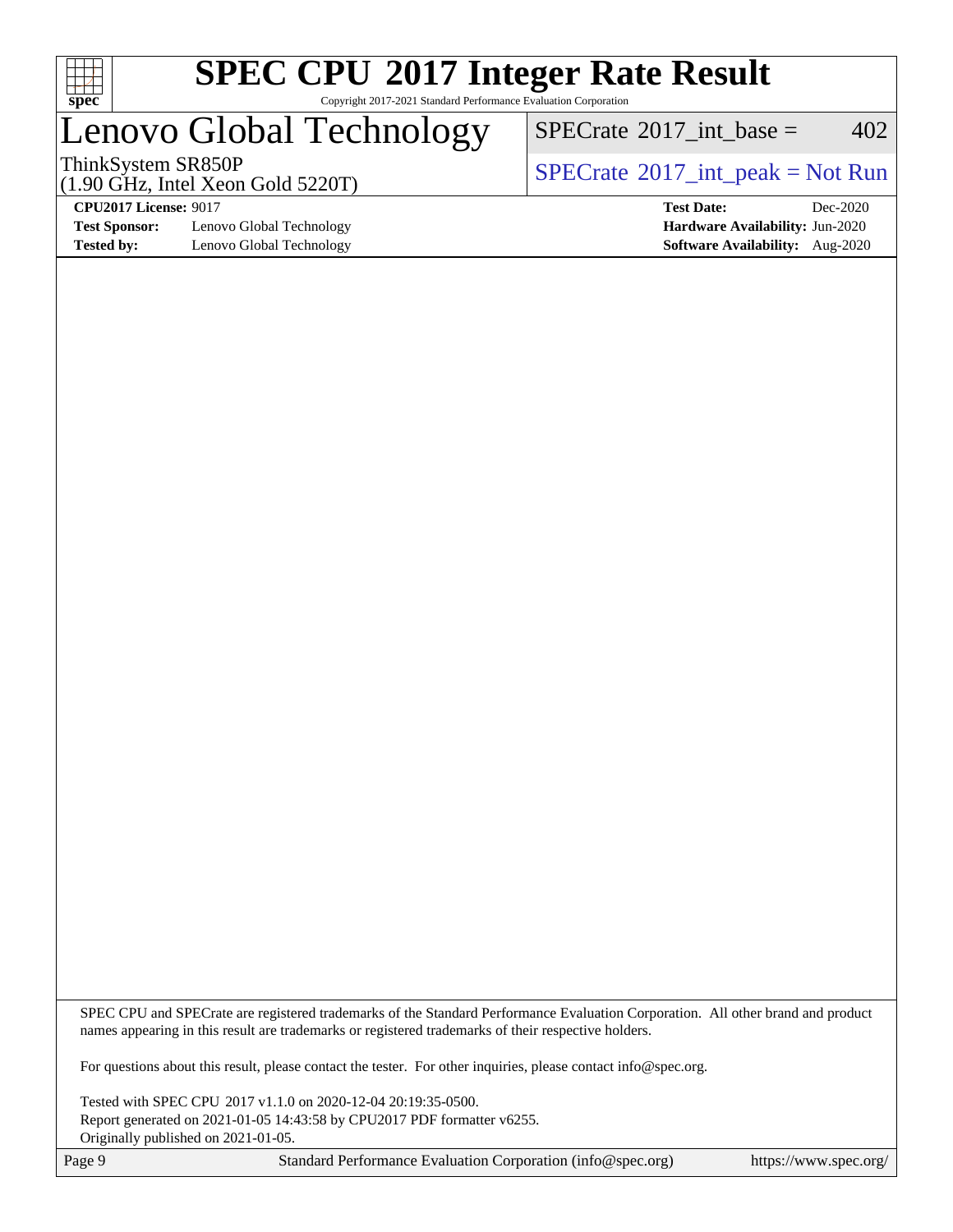SPEC CPU and SPECrate are registered trademarks of the Standard Performance Evaluation Corporation. All other brand and product names appearing in this result are trademarks or registered trademarks of their respective holders.

For questions about this result, please contact the tester. For other inquiries, please contact info@spec.org.

Tested with SPEC CPU 2017 v1.1.0 on 2020-12-04 20:19:35-0500.
Report generated on 2021-01-05 14:43:58 by CPU2017 PDF formatter v6255.
Originally published on 2021-01-05.